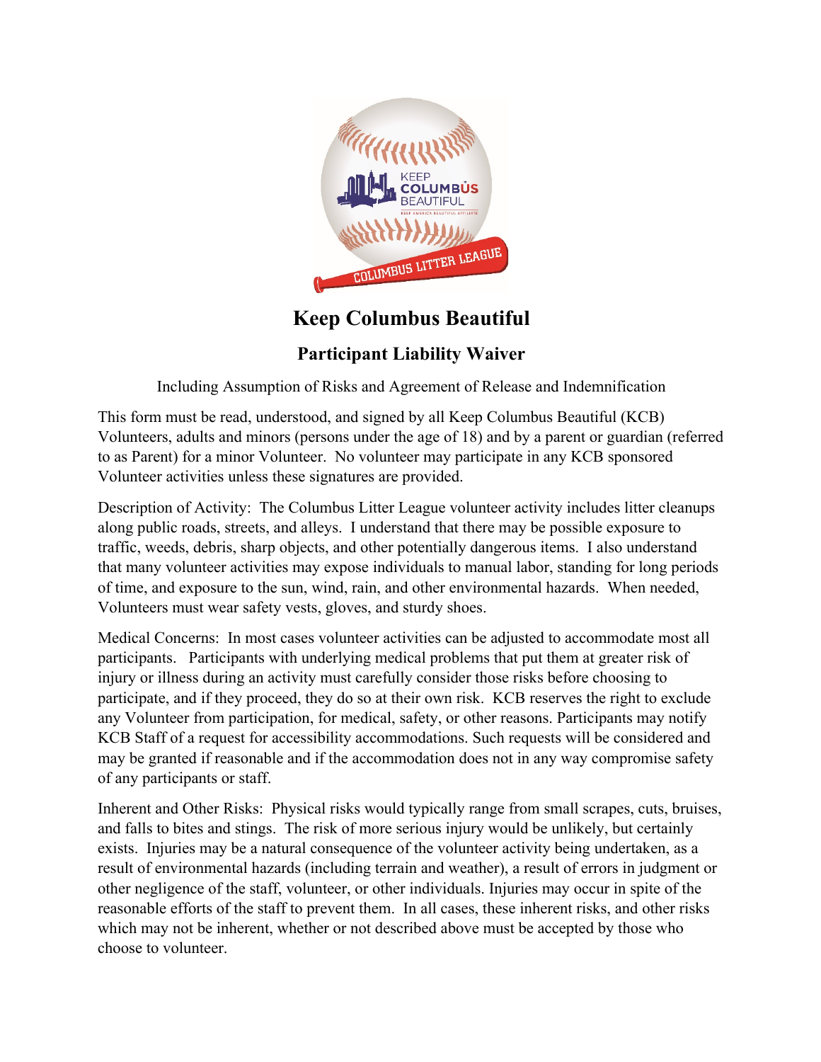# Keep Columbus Beautiful

## Participant Liability Waiver

Including Assumption of Risks and Agreement of Release and Indemnification

This form must be read, understood, and signed by all Keep Columbus Beautiful (KCB) Volunteers, adults and minors (persons under the age of 18) and by a parent or guardian (referred to as Parent) for a minor Volunteer. No volunteer may participate in any KCB sponsored Volunteer activities unless these signatures are provided.

Description of Activity: The Columbus Litter League volunteer activity includes litter cleanups along public roads, streets, and alleys. I understand that there may be possible exposure to traffic, weeds, debris, sharp objects, and other potentially dangerous items. I also understand that many volunteer activities may expose individuals to manual labor, standing for long periods of time, and exposure to the sun, wind, rain, and other environmental hazards. When needed, Volunteers must wear safety vests, gloves, and sturdy shoes.

Medical Concerns: In most cases volunteer activities can be adjusted to accommodate most all participants. Participants with underlying medical problems that put them at greater risk of injury or illness during an activity must carefully consider those risks before choosing to participate, and if they proceed, they do so at their own risk. KCB reserves the right to exclude any Volunteer from participation, for medical, safety, or other reasons. Participants may notify KCB Staff of a request for accessibility accommodations. Such requests will be considered and may be granted if reasonable and if the accommodation does not in any way compromise safety of any participants or staff.

Inherent and Other Risks: Physical risks would typically range from small scrapes, cuts, bruises, and falls to bites and stings. The risk of more serious injury would be unlikely, but certainly exists. Injuries may be a natural consequence of the volunteer activity being undertaken, as a result of environmental hazards (including terrain and weather), a result of errors in judgment or other negligence of the staff, volunteer, or other individuals. Injuries may occur in spite of the reasonable efforts of the staff to prevent them. In all cases, these inherent risks, and other risks which may not be inherent, whether or not described above must be accepted by those who choose to volunteer.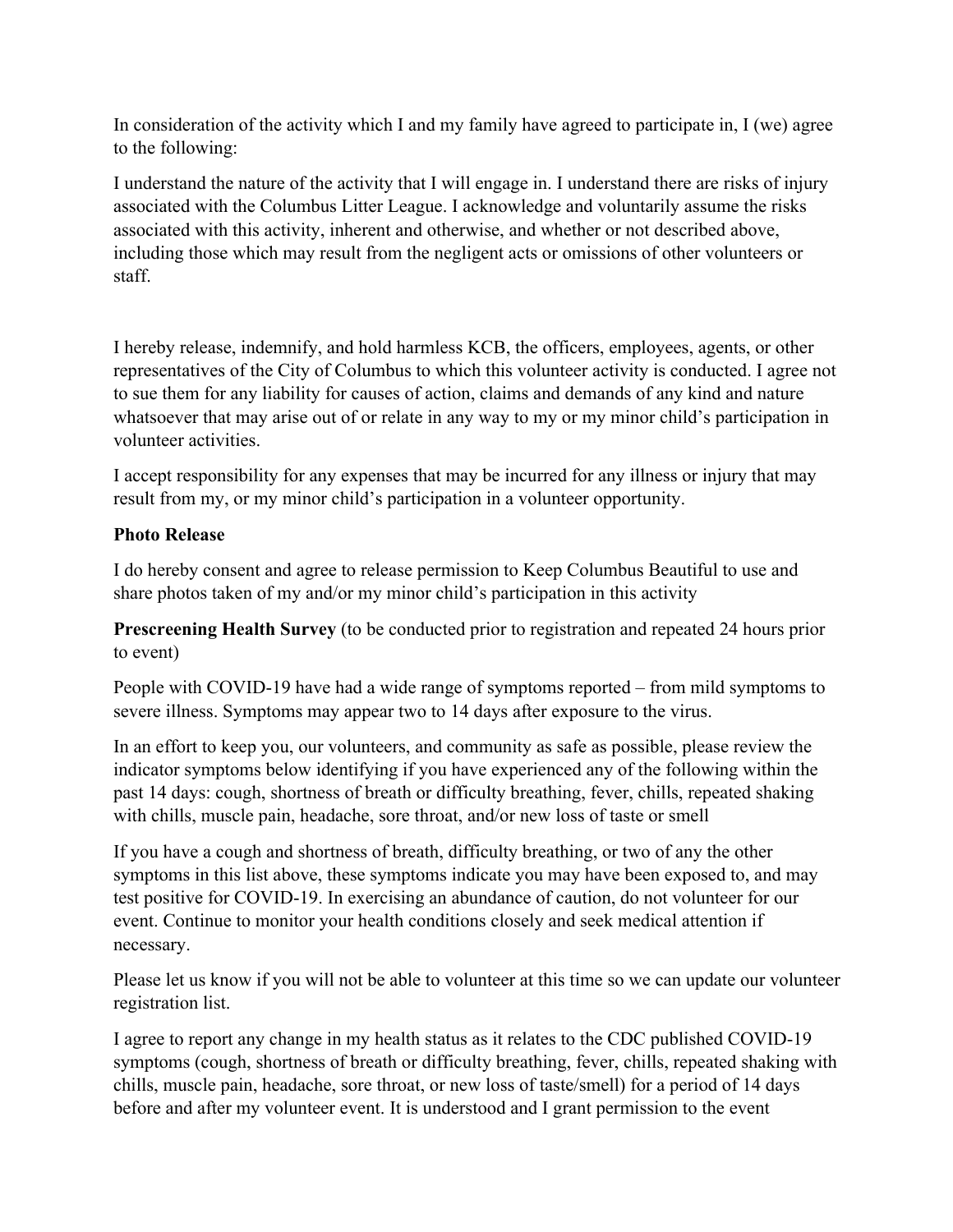In consideration of the activity which I and my family have agreed to participate in, I (we) agree to the following:

I understand the nature of the activity that I will engage in. I understand there are risks of injury associated with the Columbus Litter League. I acknowledge and voluntarily assume the risks associated with this activity, inherent and otherwise, and whether or not described above, including those which may result from the negligent acts or omissions of other volunteers or staff.

I hereby release, indemnify, and hold harmless KCB, the officers, employees, agents, or other representatives of the City of Columbus to which this volunteer activity is conducted. I agree not to sue them for any liability for causes of action, claims and demands of any kind and nature whatsoever that may arise out of or relate in any way to my or my minor child's participation in volunteer activities.

I accept responsibility for any expenses that may be incurred for any illness or injury that may result from my, or my minor child's participation in a volunteer opportunity.

**Photo Release**

I do hereby consent and agree to release permission to Keep Columbus Beautiful to use and share photos taken of my and/or my minor child's participation in this activity

**Prescreening Health Survey** (to be conducted prior to registration and repeated 24 hours prior to event)

People with COVID-19 have had a wide range of symptoms reported – from mild symptoms to severe illness. Symptoms may appear two to 14 days after exposure to the virus.

In an effort to keep you, our volunteers, and community as safe as possible, please review the indicator symptoms below identifying if you have experienced any of the following within the past 14 days: cough, shortness of breath or difficulty breathing, fever, chills, repeated shaking with chills, muscle pain, headache, sore throat, and/or new loss of taste or smell

If you have a cough and shortness of breath, difficulty breathing, or two of any the other symptoms in this list above, these symptoms indicate you may have been exposed to, and may test positive for COVID-19. In exercising an abundance of caution, do not volunteer for our event. Continue to monitor your health conditions closely and seek medical attention if necessary.

Please let us know if you will not be able to volunteer at this time so we can update our volunteer registration list.

I agree to report any change in my health status as it relates to the CDC published COVID-19 symptoms (cough, shortness of breath or difficulty breathing, fever, chills, repeated shaking with chills, muscle pain, headache, sore throat, or new loss of taste/smell) for a period of 14 days before and after my volunteer event. It is understood and I grant permission to the event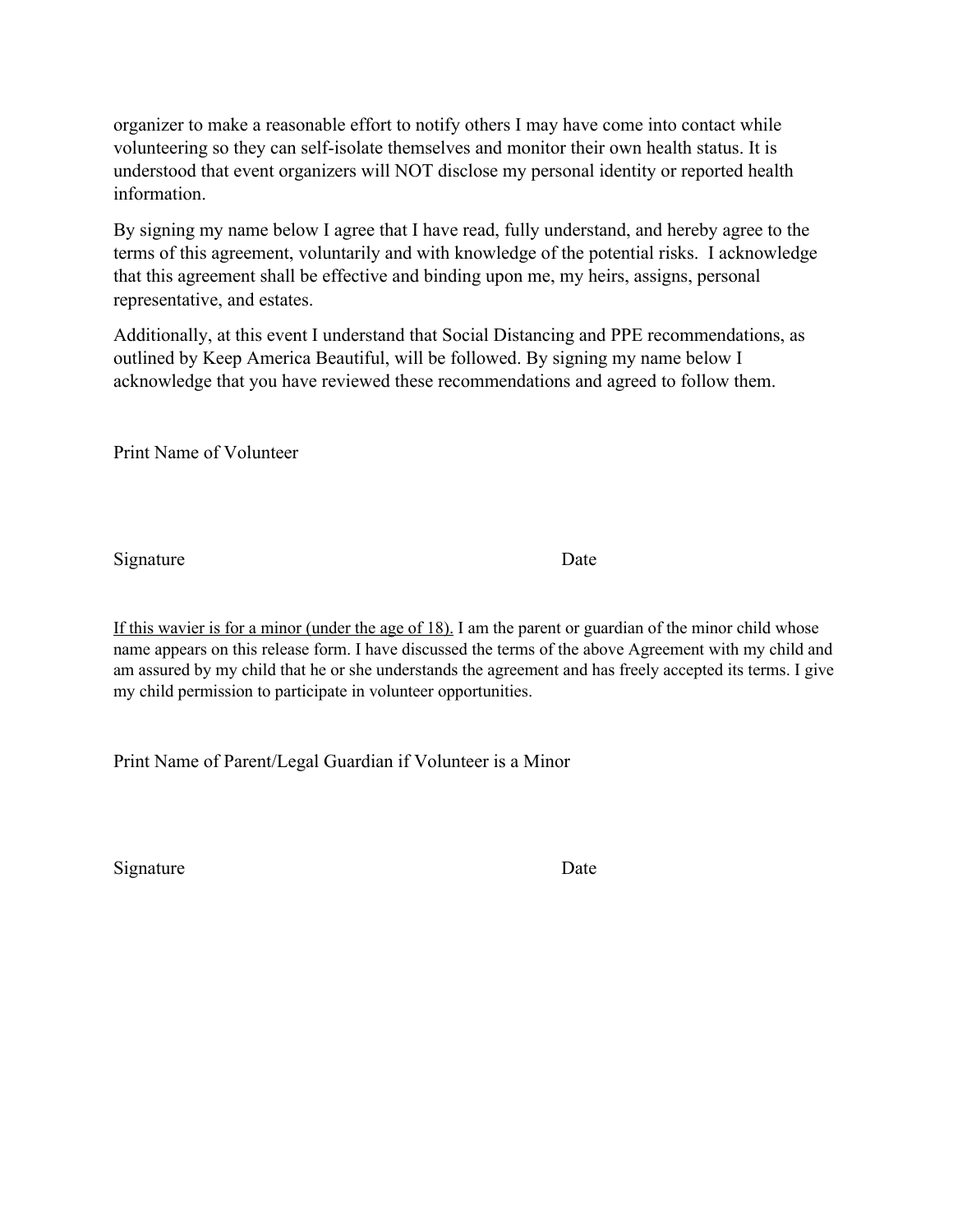organizer to make a reasonable effort to notify others I may have come into contact while volunteering so they can self-isolate themselves and monitor their own health status. It is understood that event organizers will NOT disclose my personal identity or reported health information.

By signing my name below I agree that I have read, fully understand, and hereby agree to the terms of this agreement, voluntarily and with knowledge of the potential risks. I acknowledge that this agreement shall be effective and binding upon me, my heirs, assigns, personal representative, and estates.

Additionally, at this event I understand that Social Distancing and PPE recommendations, as outlined by Keep America Beautiful, will be followed. By signing my name below I acknowledge that you have reviewed these recommendations and agreed to follow them.

Print Name of Volunteer

Signature Date

<u>If this wavier is for a minor (under the age of 18).</u> I am the parent or guardian of the minor child whose name appears on this release form. I have discussed the terms of the above Agreement with my child and am assured by my child that he or she understands the agreement and has freely accepted its terms. I give my child permission to participate in volunteer opportunities.

Print Name of Parent/Legal Guardian if Volunteer is a Minor

Signature Date